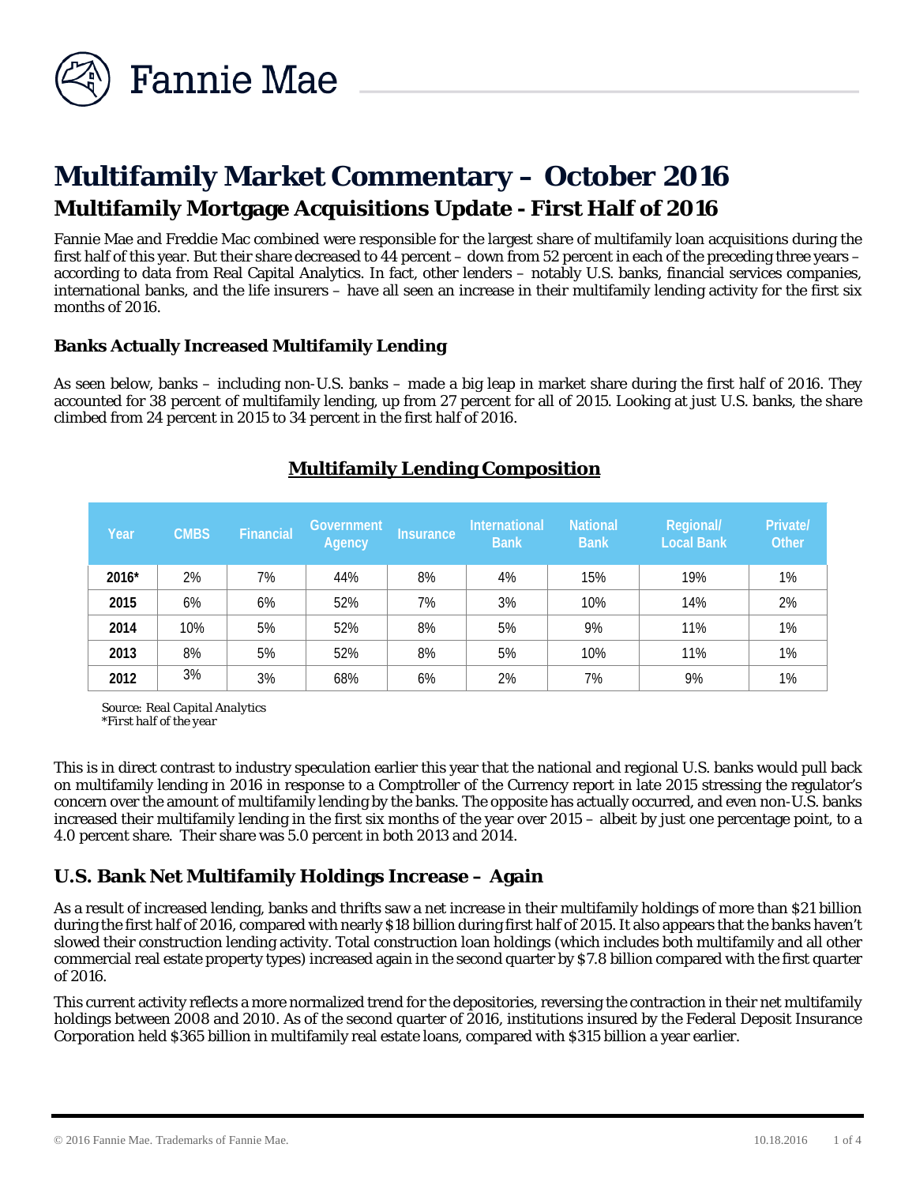# Multifamily Market Commentary – October 2016

## Multifamily Mortgage Acquisitions Update - First Half of 2016

Fannie Mae and Freddie Mac combined were responsible for the largest share of multifamily loan acquisitions during the first half of this year. But their share decreased to 44 percent – down from 52 percent in each of the preceding three years – according to data from Real Capital Analytics. In fact, other lenders – notably U.S. banks, financial services companies, international banks, and the life insurers – have all seen an increase in their multifamily lending activity for the first six months of 2016.

### Banks Actually Increased Multifamily Lending

As seen below, banks – including non-U.S. banks – made a big leap in market share during the first half of 2016. They accounted for 38 percent of multifamily lending, up from 27 percent for all of 2015. Looking at just U.S. banks, the share climbed from 24 percent in 2015 to 34 percent in the first half of 2016.

**Multifamily Lending Composition**

| Year | CMBS | Financial | Government Agency | Insurance | International Bank | National Bank | Regional/ Local Bank | Private/ Other |
|---|---|---|---|---|---|---|---|---|
| 2016* | 2% | 7% | 44% | 8% | 4% | 15% | 19% | 1% |
| 2015 | 6% | 6% | 52% | 7% | 3% | 10% | 14% | 2% |
| 2014 | 10% | 5% | 52% | 8% | 5% | 9% | 11% | 1% |
| 2013 | 8% | 5% | 52% | 8% | 5% | 10% | 11% | 1% |
| 2012 | 3% | 3% | 68% | 6% | 2% | 7% | 9% | 1% |

*Source: Real Capital Analytics*
*\*First half of the year*

This is in direct contrast to industry speculation earlier this year that the national and regional U.S. banks would pull back on multifamily lending in 2016 in response to a Comptroller of the Currency report in late 2015 stressing the regulator's concern over the amount of multifamily lending by the banks. The opposite has actually occurred, and even non-U.S. banks increased their multifamily lending in the first six months of the year over 2015 – albeit by just one percentage point, to a 4.0 percent share. Their share was 5.0 percent in both 2013 and 2014.

## U.S. Bank Net Multifamily Holdings Increase – Again

As a result of increased lending, banks and thrifts saw a net increase in their multifamily holdings of more than $21 billion during the first half of 2016, compared with nearly $18 billion during first half of 2015. It also appears that the banks haven't slowed their construction lending activity. Total construction loan holdings (which includes both multifamily and all other commercial real estate property types) increased again in the second quarter by $7.8 billion compared with the first quarter of 2016.

This current activity reflects a more normalized trend for the depositories, reversing the contraction in their net multifamily holdings between 2008 and 2010. As of the second quarter of 2016, institutions insured by the Federal Deposit Insurance Corporation held $365 billion in multifamily real estate loans, compared with $315 billion a year earlier.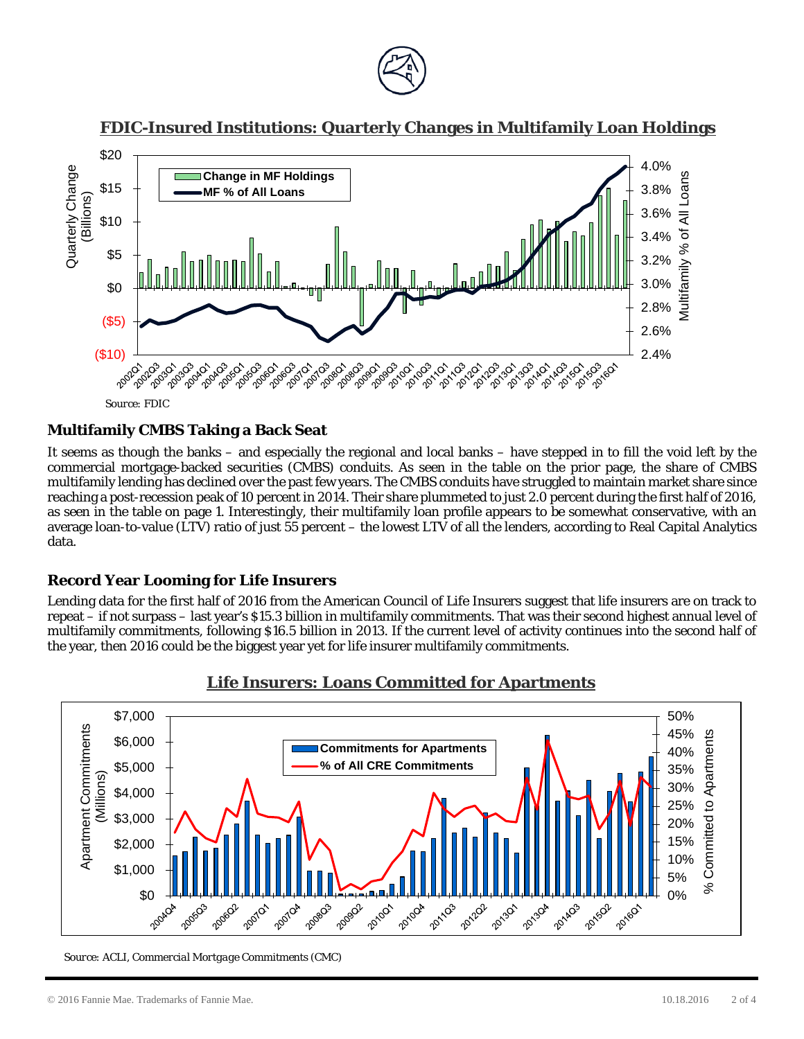## FDIC-Insured Institutions: Quarterly Changes in Multifamily Loan Holdings

*Source: FDIC*

### Multifamily CMBS Taking a Back Seat

It seems as though the banks – and especially the regional and local banks – have stepped in to fill the void left by the commercial mortgage-backed securities (CMBS) conduits. As seen in the table on the prior page, the share of CMBS multifamily lending has declined over the past few years. The CMBS conduits have struggled to maintain market share since reaching a post-recession peak of 10 percent in 2014. Their share plummeted to just 2.0 percent during the first half of 2016, as seen in the table on page 1. Interestingly, their multifamily loan profile appears to be somewhat conservative, with an average loan-to-value (LTV) ratio of just 55 percent – the lowest LTV of all the lenders, according to Real Capital Analytics data.

### Record Year Looming for Life Insurers

Lending data for the first half of 2016 from the American Council of Life Insurers suggest that life insurers are on track to repeat – if not surpass – last year's $15.3 billion in multifamily commitments. That was their second highest annual level of multifamily commitments, following $16.5 billion in 2013. If the current level of activity continues into the second half of the year, then 2016 could be the biggest year yet for life insurer multifamily commitments.

## Life Insurers: Loans Committed for Apartments

*Source: ACLI, Commercial Mortgage Commitments (CMC)*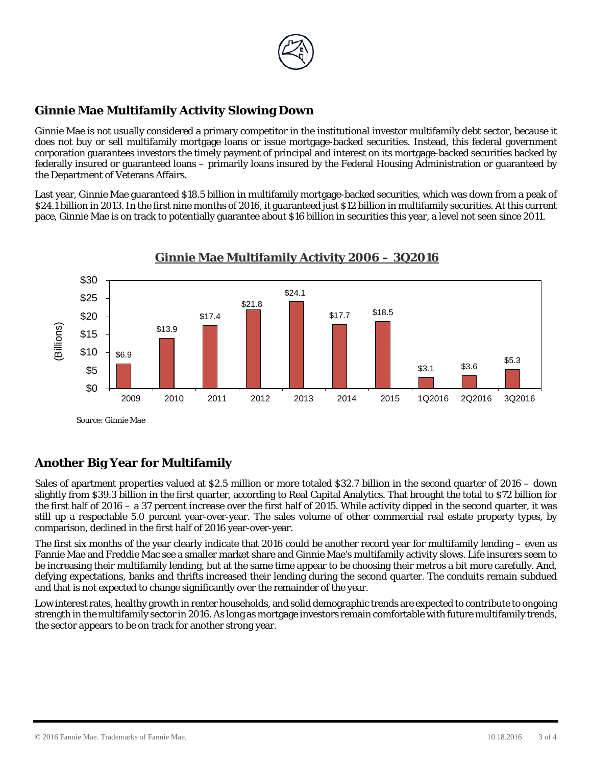## Ginnie Mae Multifamily Activity Slowing Down

Ginnie Mae is not usually considered a primary competitor in the institutional investor multifamily debt sector, because it does not buy or sell multifamily mortgage loans or issue mortgage-backed securities. Instead, this federal government corporation guarantees investors the timely payment of principal and interest on its mortgage-backed securities backed by federally insured or guaranteed loans – primarily loans insured by the Federal Housing Administration or guaranteed by the Department of Veterans Affairs.

Last year, Ginnie Mae guaranteed $18.5 billion in multifamily mortgage-backed securities, which was down from a peak of $24.1 billion in 2013. In the first nine months of 2016, it guaranteed just $12 billion in multifamily securities. At this current pace, Ginnie Mae is on track to potentially guarantee about $16 billion in securities this year, a level not seen since 2011.

**Ginnie Mae Multifamily Activity 2006 – 3Q2016**

| Period | (Billions) |
|---|---|
| 2009 | $6.9 |
| 2010 | $13.9 |
| 2011 | $17.4 |
| 2012 | $21.8 |
| 2013 | $24.1 |
| 2014 | $17.7 |
| 2015 | $18.5 |
| 1Q2016 | $3.1 |
| 2Q2016 | $3.6 |
| 3Q2016 | $5.3 |

*Source: Ginnie Mae*

## Another Big Year for Multifamily

Sales of apartment properties valued at $2.5 million or more totaled $32.7 billion in the second quarter of 2016 – down slightly from $39.3 billion in the first quarter, according to Real Capital Analytics. That brought the total to $72 billion for the first half of 2016 – a 37 percent increase over the first half of 2015. While activity dipped in the second quarter, it was still up a respectable 5.0 percent year-over-year. The sales volume of other commercial real estate property types, by comparison, declined in the first half of 2016 year-over-year.

The first six months of the year clearly indicate that 2016 could be another record year for multifamily lending – even as Fannie Mae and Freddie Mac see a smaller market share and Ginnie Mae's multifamily activity slows. Life insurers seem to be increasing their multifamily lending, but at the same time appear to be choosing their metros a bit more carefully. And, defying expectations, banks and thrifts increased their lending during the second quarter. The conduits remain subdued and that is not expected to change significantly over the remainder of the year.

Low interest rates, healthy growth in renter households, and solid demographic trends are expected to contribute to ongoing strength in the multifamily sector in 2016. As long as mortgage investors remain comfortable with future multifamily trends, the sector appears to be on track for another strong year.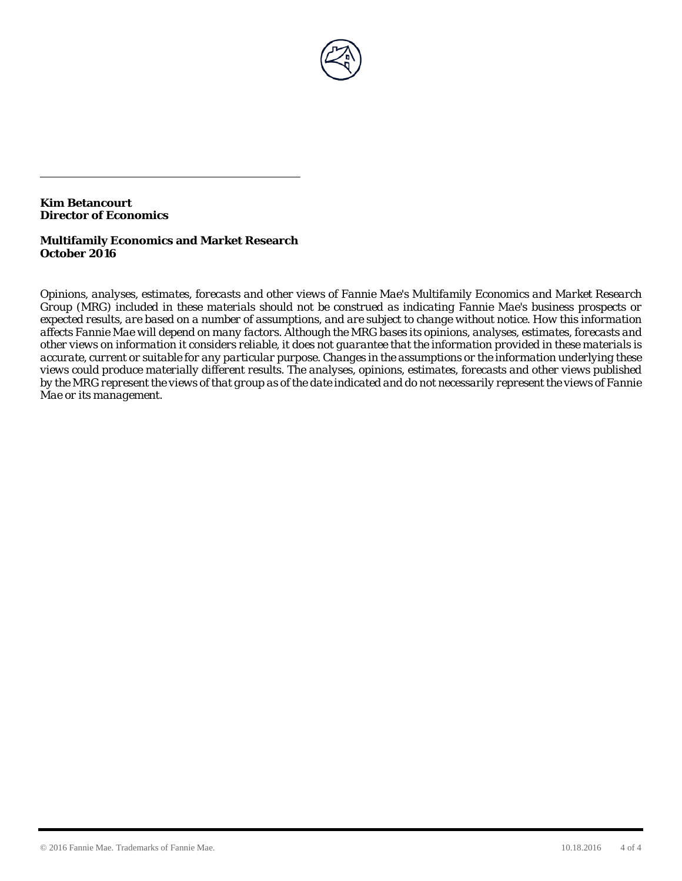**Kim Betancourt**
**Director of Economics**

**Multifamily Economics and Market Research**
**October 2016**

*Opinions, analyses, estimates, forecasts and other views of Fannie Mae's Multifamily Economics and Market Research Group (MRG) included in these materials should not be construed as indicating Fannie Mae's business prospects or expected results, are based on a number of assumptions, and are subject to change without notice. How this information affects Fannie Mae will depend on many factors. Although the MRG bases its opinions, analyses, estimates, forecasts and other views on information it considers reliable, it does not guarantee that the information provided in these materials is accurate, current or suitable for any particular purpose. Changes in the assumptions or the information underlying these views could produce materially different results. The analyses, opinions, estimates, forecasts and other views published by the MRG represent the views of that group as of the date indicated and do not necessarily represent the views of Fannie Mae or its management.*